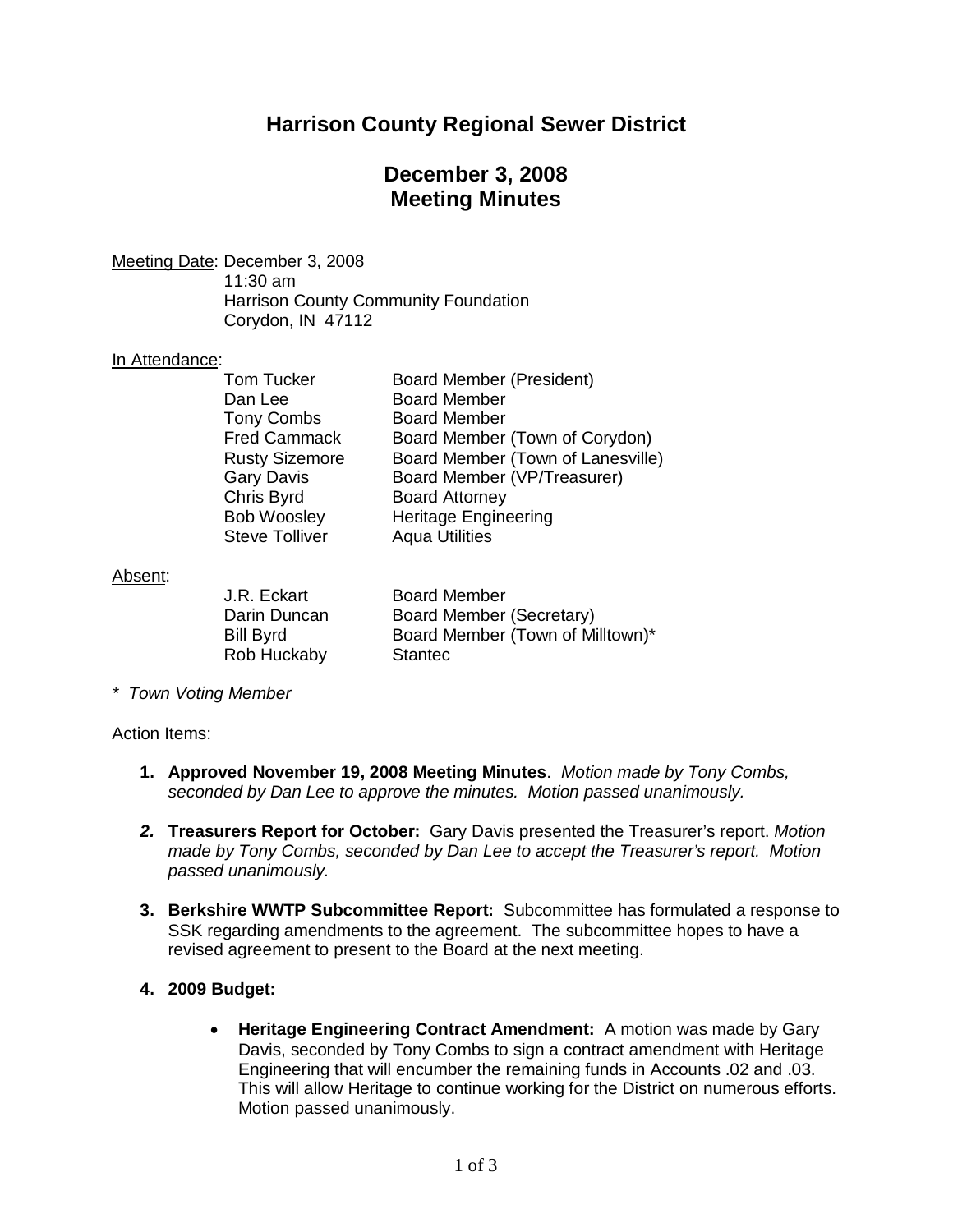# Harrison County Regional Sewer District

## December 3, 2008
## Meeting Minutes

Meeting Date: December 3, 2008
11:30 am
Harrison County Community Foundation
Corydon, IN 47112

In Attendance:

| | |
|---|---|
| Tom Tucker | Board Member (President) |
| Dan Lee | Board Member |
| Tony Combs | Board Member |
| Fred Cammack | Board Member (Town of Corydon) |
| Rusty Sizemore | Board Member (Town of Lanesville) |
| Gary Davis | Board Member (VP/Treasurer) |
| Chris Byrd | Board Attorney |
| Bob Woosley | Heritage Engineering |
| Steve Tolliver | Aqua Utilities |

Absent:

| | |
|---|---|
| J.R. Eckart | Board Member |
| Darin Duncan | Board Member (Secretary) |
| Bill Byrd | Board Member (Town of Milltown)* |
| Rob Huckaby | Stantec |

*\* Town Voting Member*

Action Items:

1. **Approved November 19, 2008 Meeting Minutes**. *Motion made by Tony Combs, seconded by Dan Lee to approve the minutes. Motion passed unanimously.*

2. **Treasurers Report for October:** Gary Davis presented the Treasurer's report. *Motion made by Tony Combs, seconded by Dan Lee to accept the Treasurer's report. Motion passed unanimously.*

3. **Berkshire WWTP Subcommittee Report:** Subcommittee has formulated a response to SSK regarding amendments to the agreement. The subcommittee hopes to have a revised agreement to present to the Board at the next meeting.

4. **2009 Budget:**

   - **Heritage Engineering Contract Amendment:** A motion was made by Gary Davis, seconded by Tony Combs to sign a contract amendment with Heritage Engineering that will encumber the remaining funds in Accounts .02 and .03. This will allow Heritage to continue working for the District on numerous efforts. Motion passed unanimously.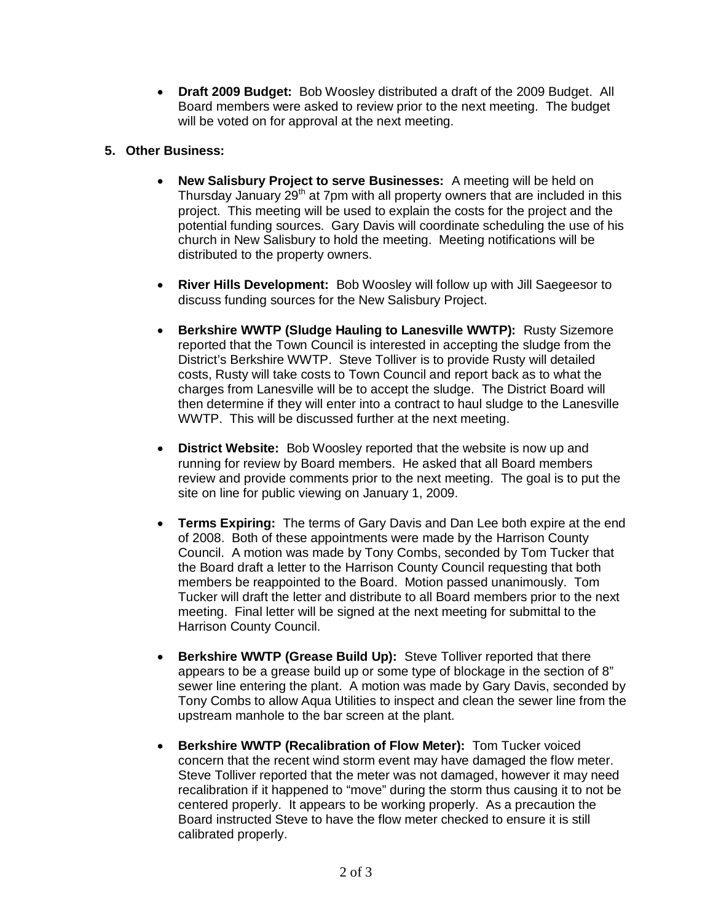- **Draft 2009 Budget:** Bob Woosley distributed a draft of the 2009 Budget. All Board members were asked to review prior to the next meeting. The budget will be voted on for approval at the next meeting.

**5. Other Business:**

- **New Salisbury Project to serve Businesses:** A meeting will be held on Thursday January 29th at 7pm with all property owners that are included in this project. This meeting will be used to explain the costs for the project and the potential funding sources. Gary Davis will coordinate scheduling the use of his church in New Salisbury to hold the meeting. Meeting notifications will be distributed to the property owners.

- **River Hills Development:** Bob Woosley will follow up with Jill Saegeesor to discuss funding sources for the New Salisbury Project.

- **Berkshire WWTP (Sludge Hauling to Lanesville WWTP):** Rusty Sizemore reported that the Town Council is interested in accepting the sludge from the District's Berkshire WWTP. Steve Tolliver is to provide Rusty will detailed costs, Rusty will take costs to Town Council and report back as to what the charges from Lanesville will be to accept the sludge. The District Board will then determine if they will enter into a contract to haul sludge to the Lanesville WWTP. This will be discussed further at the next meeting.

- **District Website:** Bob Woosley reported that the website is now up and running for review by Board members. He asked that all Board members review and provide comments prior to the next meeting. The goal is to put the site on line for public viewing on January 1, 2009.

- **Terms Expiring:** The terms of Gary Davis and Dan Lee both expire at the end of 2008. Both of these appointments were made by the Harrison County Council. A motion was made by Tony Combs, seconded by Tom Tucker that the Board draft a letter to the Harrison County Council requesting that both members be reappointed to the Board. Motion passed unanimously. Tom Tucker will draft the letter and distribute to all Board members prior to the next meeting. Final letter will be signed at the next meeting for submittal to the Harrison County Council.

- **Berkshire WWTP (Grease Build Up):** Steve Tolliver reported that there appears to be a grease build up or some type of blockage in the section of 8" sewer line entering the plant. A motion was made by Gary Davis, seconded by Tony Combs to allow Aqua Utilities to inspect and clean the sewer line from the upstream manhole to the bar screen at the plant.

- **Berkshire WWTP (Recalibration of Flow Meter):** Tom Tucker voiced concern that the recent wind storm event may have damaged the flow meter. Steve Tolliver reported that the meter was not damaged, however it may need recalibration if it happened to "move" during the storm thus causing it to not be centered properly. It appears to be working properly. As a precaution the Board instructed Steve to have the flow meter checked to ensure it is still calibrated properly.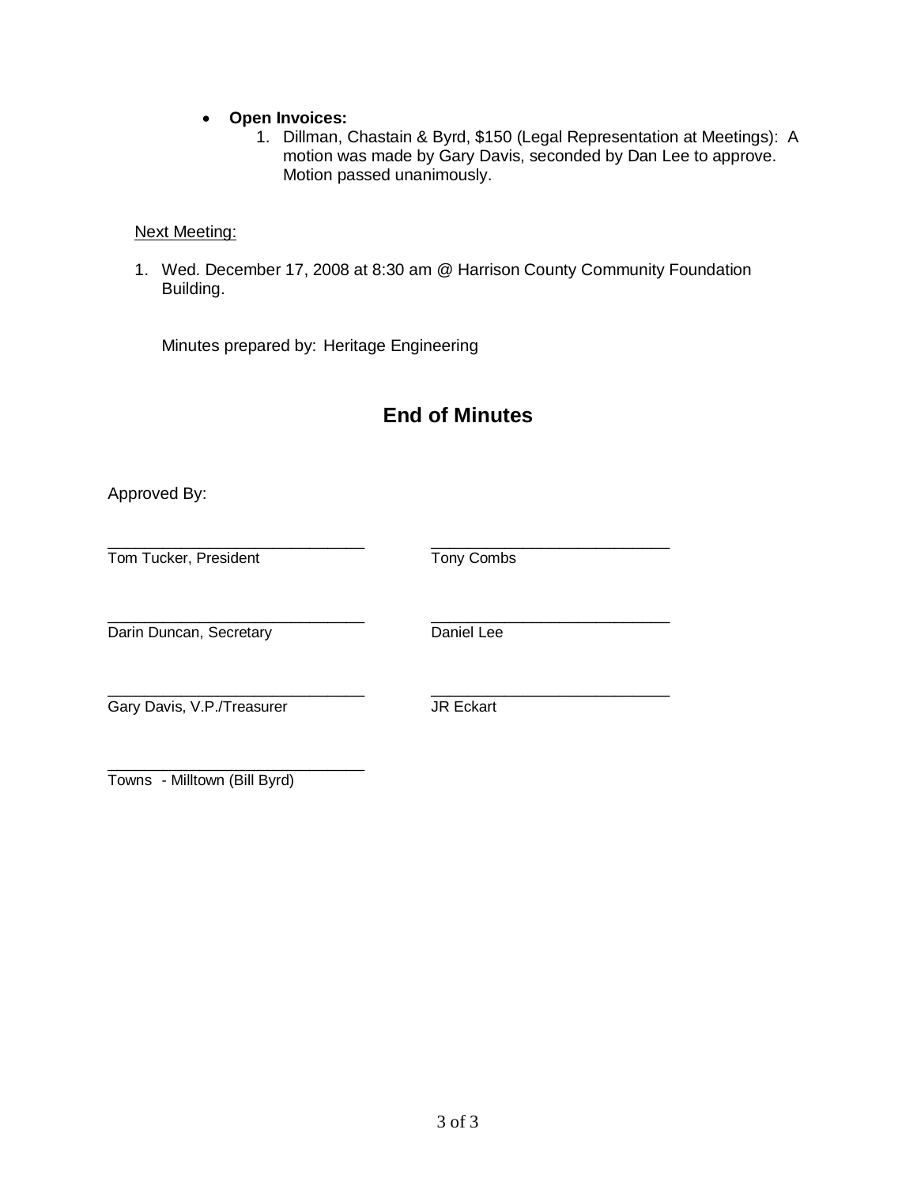- **Open Invoices:**
    1. Dillman, Chastain & Byrd, $150 (Legal Representation at Meetings): A motion was made by Gary Davis, seconded by Dan Lee to approve. Motion passed unanimously.

Next Meeting:

1. Wed. December 17, 2008 at 8:30 am @ Harrison County Community Foundation Building.

Minutes prepared by: Heritage Engineering

## End of Minutes

Approved By:

| | |
|---|---|
| ______________________________ | ______________________________ |
| Tom Tucker, President | Tony Combs |
| ______________________________ | ______________________________ |
| Darin Duncan, Secretary | Daniel Lee |
| ______________________________ | ______________________________ |
| Gary Davis, V.P./Treasurer | JR Eckart |
| ______________________________ | |
| Towns - Milltown (Bill Byrd) | |